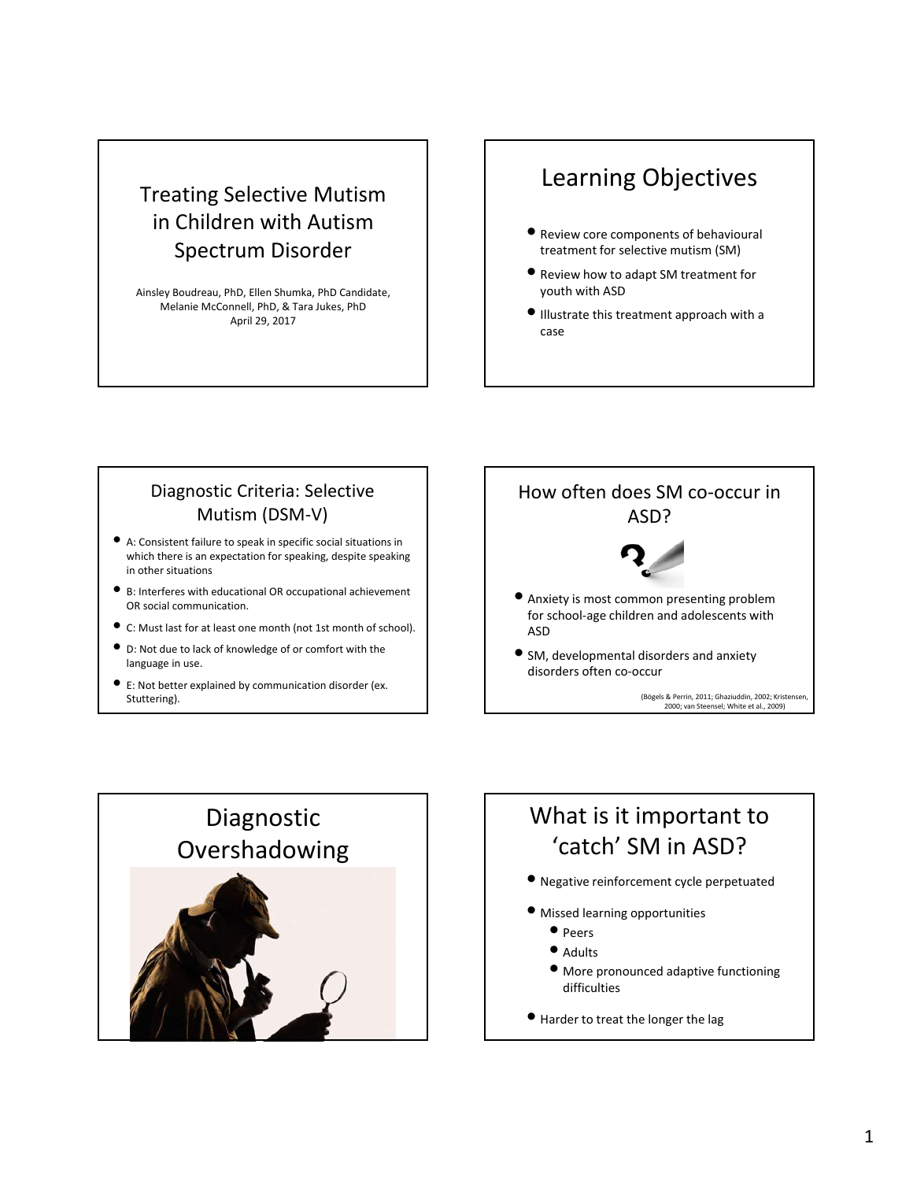# Treating Selective Mutism in Children with Autism Spectrum Disorder

Ainsley Boudreau, PhD, Ellen Shumka, PhD Candidate, Melanie McConnell, PhD, & Tara Jukes, PhD
April 29, 2017

## Learning Objectives

- Review core components of behavioural treatment for selective mutism (SM)
- Review how to adapt SM treatment for youth with ASD
- Illustrate this treatment approach with a case

## Diagnostic Criteria: Selective Mutism (DSM-V)

- A: Consistent failure to speak in specific social situations in which there is an expectation for speaking, despite speaking in other situations
- B: Interferes with educational OR occupational achievement OR social communication.
- C: Must last for at least one month (not 1st month of school).
- D: Not due to lack of knowledge of or comfort with the language in use.
- E: Not better explained by communication disorder (ex. Stuttering).

## How often does SM co-occur in ASD?

- Anxiety is most common presenting problem for school-age children and adolescents with ASD
- SM, developmental disorders and anxiety disorders often co-occur

(Bögels & Perrin, 2011; Ghaziuddin, 2002; Kristensen, 2000; van Steensel; White et al., 2009)

## Diagnostic Overshadowing

## What is it important to 'catch' SM in ASD?

- Negative reinforcement cycle perpetuated
- Missed learning opportunities
  - Peers
  - Adults
  - More pronounced adaptive functioning difficulties
- Harder to treat the longer the lag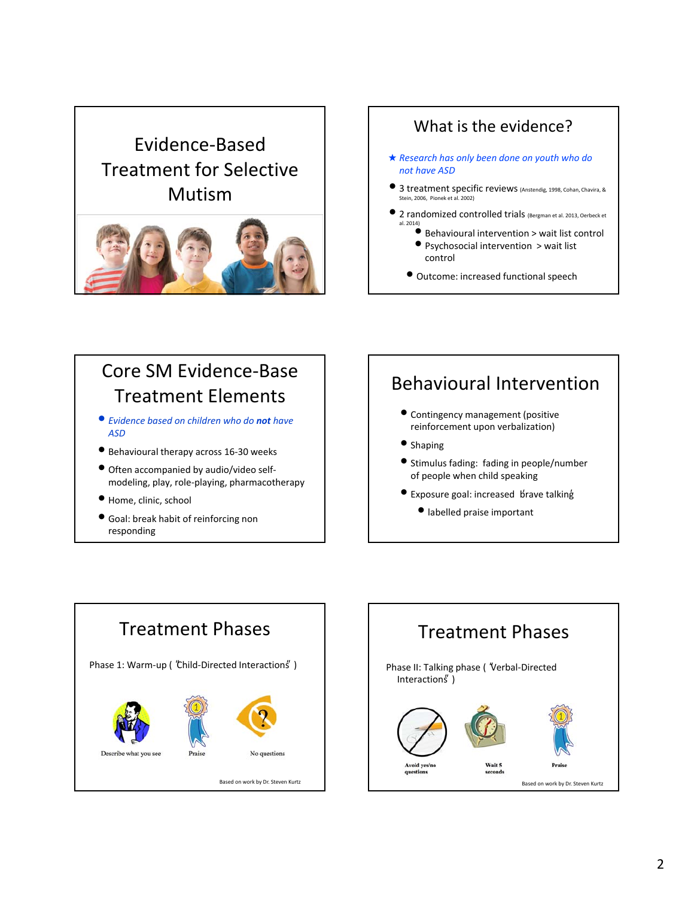# Evidence-Based Treatment for Selective Mutism

## What is the evidence?

★ *Research has only been done on youth who do not have ASD*

- 3 treatment specific reviews (Anstendig, 1998, Cohan, Chavira, & Stein, 2006, Pionek et al. 2002)
- 2 randomized controlled trials (Bergman et al. 2013, Oerbeck et al. 2014)
  - Behavioural intervention > wait list control
  - Psychosocial intervention > wait list control
- Outcome: increased functional speech

## Core SM Evidence-Base Treatment Elements

- *Evidence based on children who do **not** have ASD*
- Behavioural therapy across 16-30 weeks
- Often accompanied by audio/video self-modeling, play, role-playing, pharmacotherapy
- Home, clinic, school
- Goal: break habit of reinforcing non responding

## Behavioural Intervention

- Contingency management (positive reinforcement upon verbalization)
- Shaping
- Stimulus fading: fading in people/number of people when child speaking
- Exposure goal: increased "brave talking"
  - labelled praise important

## Treatment Phases

Phase 1: Warm-up ("Child-Directed Interactions")

Describe what you see

Praise

No questions

Based on work by Dr. Steven Kurtz

## Treatment Phases

Phase II: Talking phase ("Verbal-Directed Interactions")

Avoid yes/no questions

Wait 5 seconds

Praise

Based on work by Dr. Steven Kurtz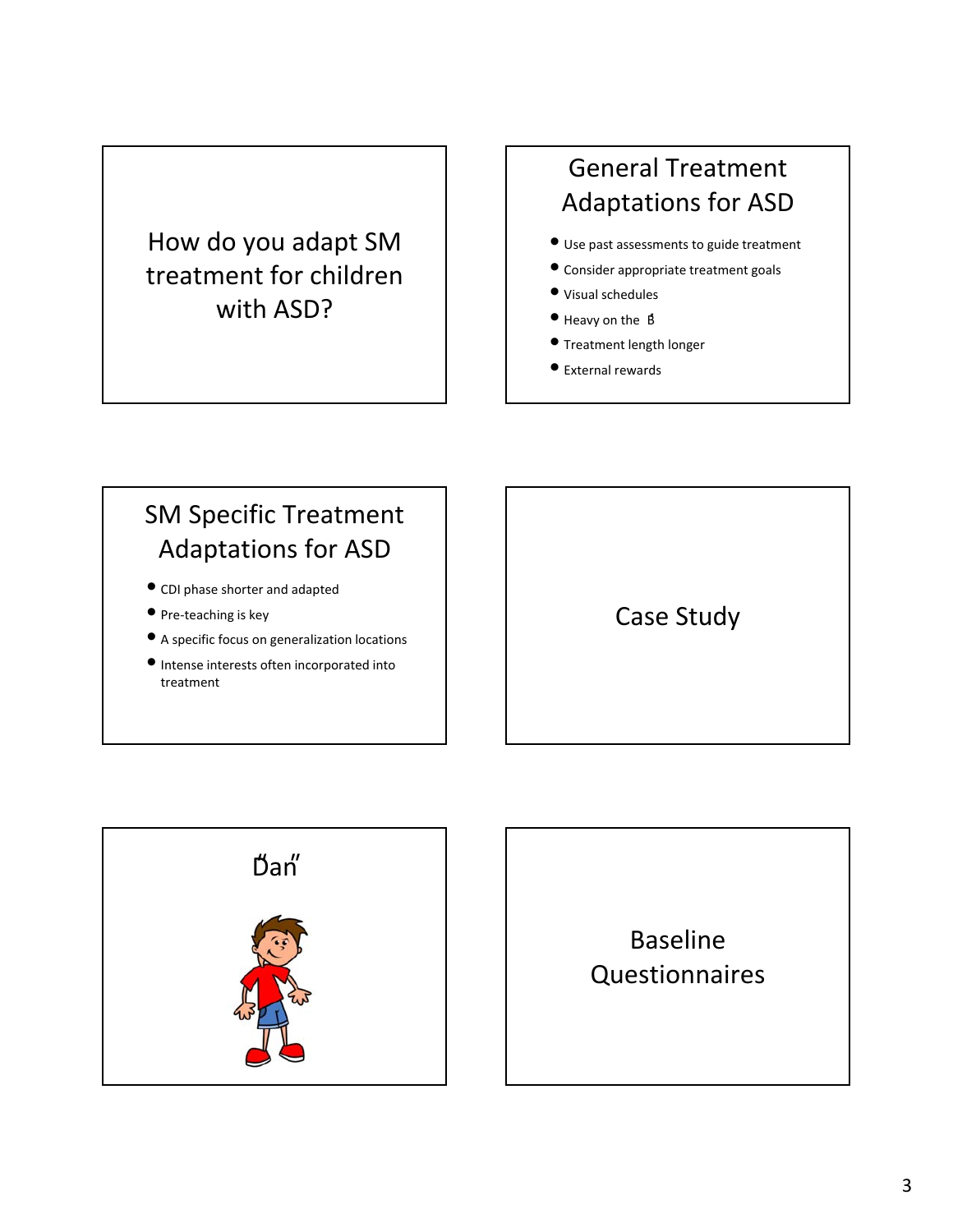## How do you adapt SM treatment for children with ASD?

## General Treatment Adaptations for ASD

- Use past assessments to guide treatment
- Consider appropriate treatment goals
- Visual schedules
- Heavy on the B
- Treatment length longer
- External rewards

## SM Specific Treatment Adaptations for ASD

- CDI phase shorter and adapted
- Pre-teaching is key
- A specific focus on generalization locations
- Intense interests often incorporated into treatment

## Case Study

## "Dan"

## Baseline Questionnaires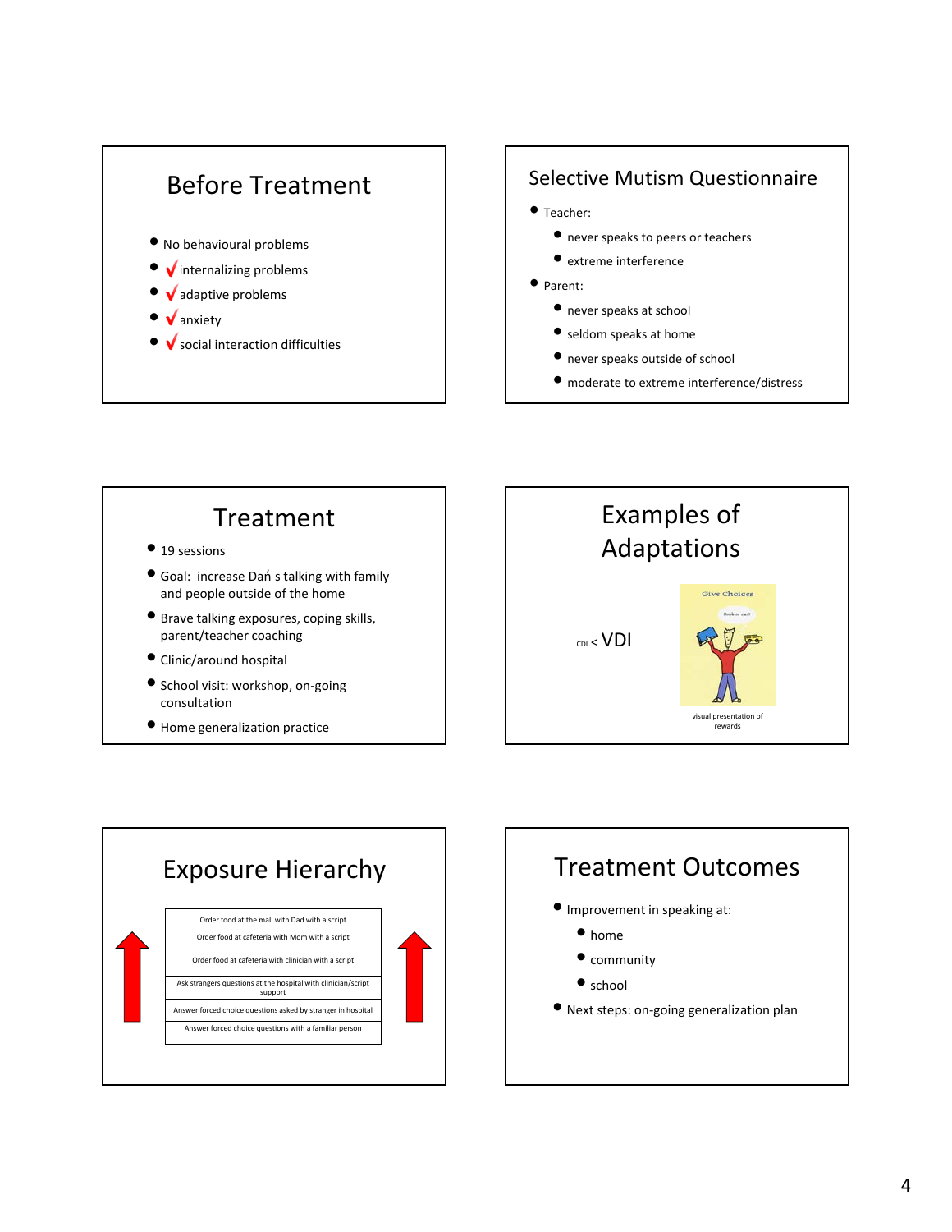## Before Treatment

- No behavioural problems
- √ internalizing problems
- √ adaptive problems
- √ anxiety
- √ social interaction difficulties

## Selective Mutism Questionnaire

- Teacher:
  - never speaks to peers or teachers
  - extreme interference
- Parent:
  - never speaks at school
  - seldom speaks at home
  - never speaks outside of school
  - moderate to extreme interference/distress

## Treatment

- 19 sessions
- Goal: increase Dań s talking with family and people outside of the home
- Brave talking exposures, coping skills, parent/teacher coaching
- Clinic/around hospital
- School visit: workshop, on-going consultation
- Home generalization practice

## Examples of Adaptations

CDI < VDI

visual presentation of rewards

## Exposure Hierarchy

| |
|---|
| Order food at the mall with Dad with a script |
| Order food at cafeteria with Mom with a script |
| Order food at cafeteria with clinician with a script |
| Ask strangers questions at the hospital with clinician/script support |
| Answer forced choice questions asked by stranger in hospital |
| Answer forced choice questions with a familiar person |

## Treatment Outcomes

- Improvement in speaking at:
  - home
  - community
  - school
- Next steps: on-going generalization plan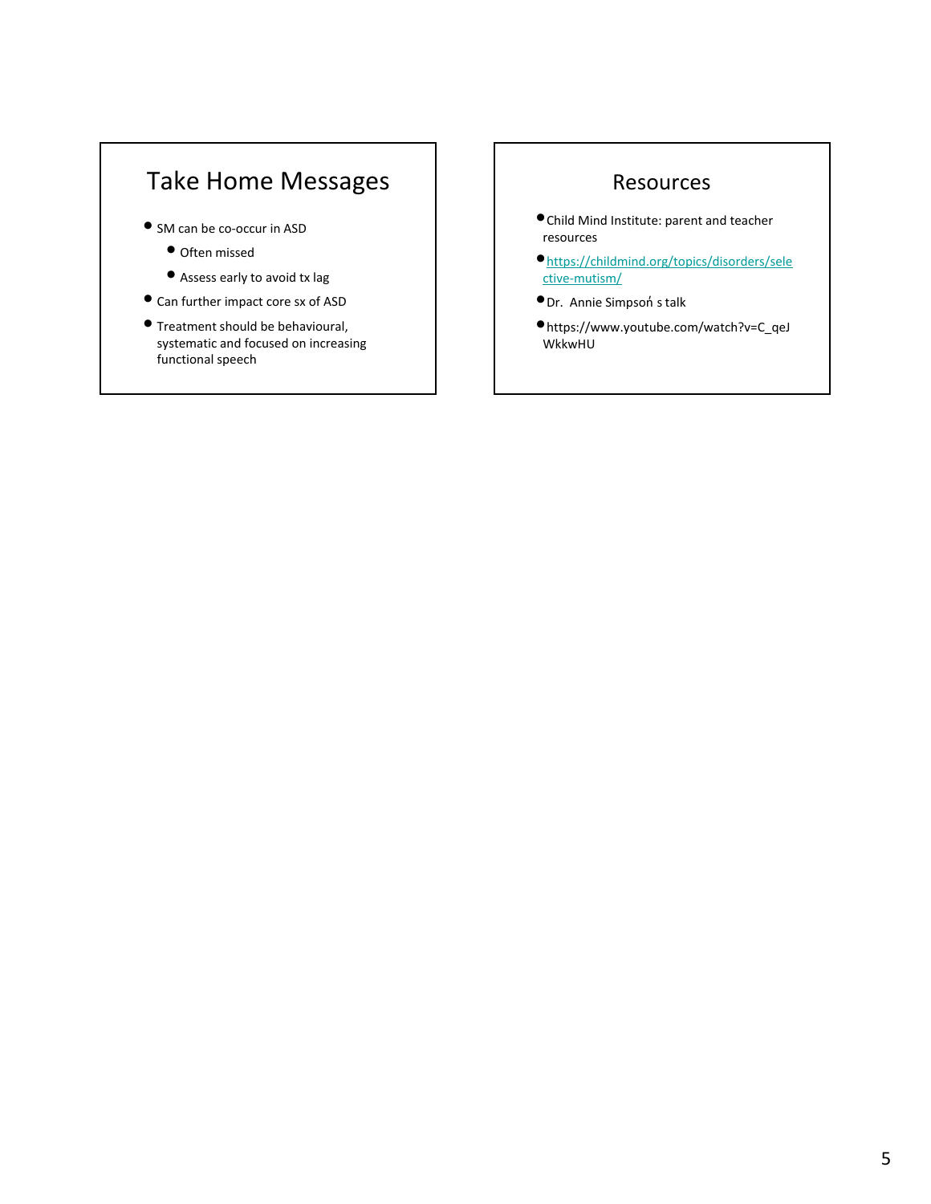## Take Home Messages

- SM can be co-occur in ASD
  - Often missed
  - Assess early to avoid tx lag
- Can further impact core sx of ASD
- Treatment should be behavioural, systematic and focused on increasing functional speech

## Resources

- Child Mind Institute: parent and teacher resources
- https://childmind.org/topics/disorders/selective-mutism/
- Dr. Annie Simpsoń s talk
- https://www.youtube.com/watch?v=C_qeJWkkwHU